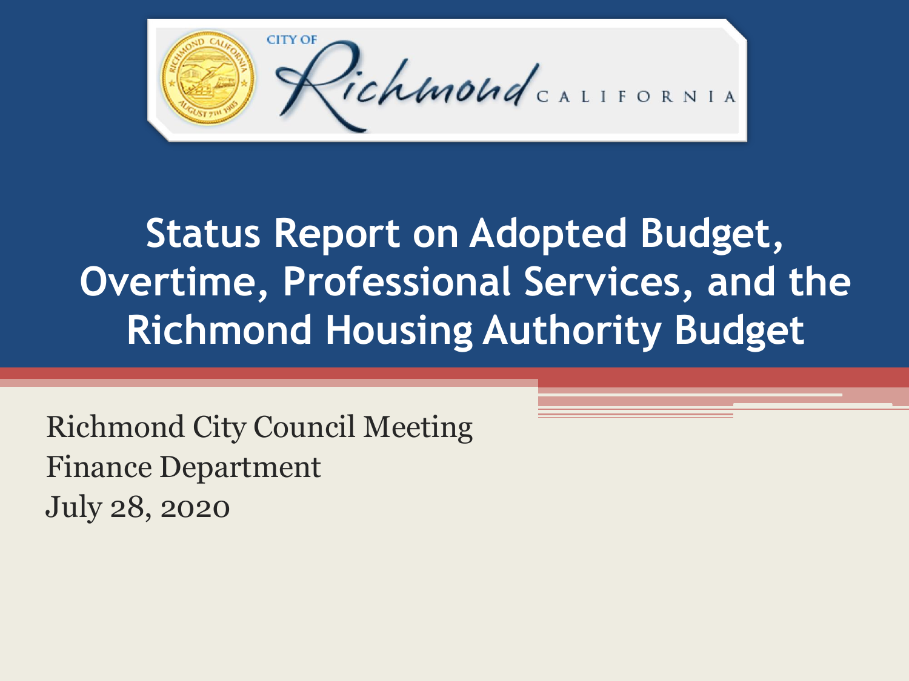CITY OF Richmond CALIFORNIA

# Status Report on Adopted Budget, Overtime, Professional Services, and the Richmond Housing Authority Budget

Richmond City Council Meeting
Finance Department
July 28, 2020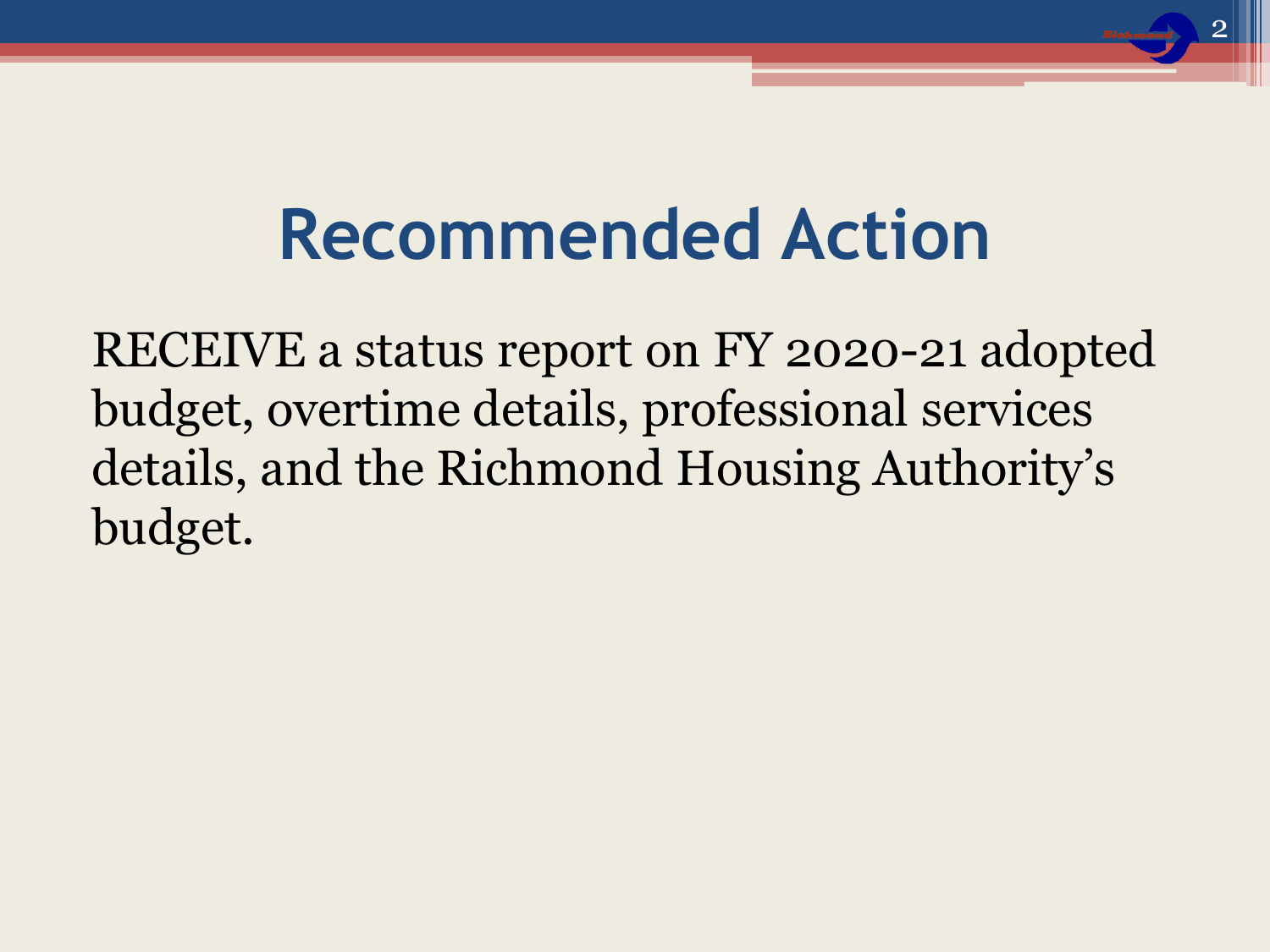# Recommended Action

RECEIVE a status report on FY 2020-21 adopted budget, overtime details, professional services details, and the Richmond Housing Authority's budget.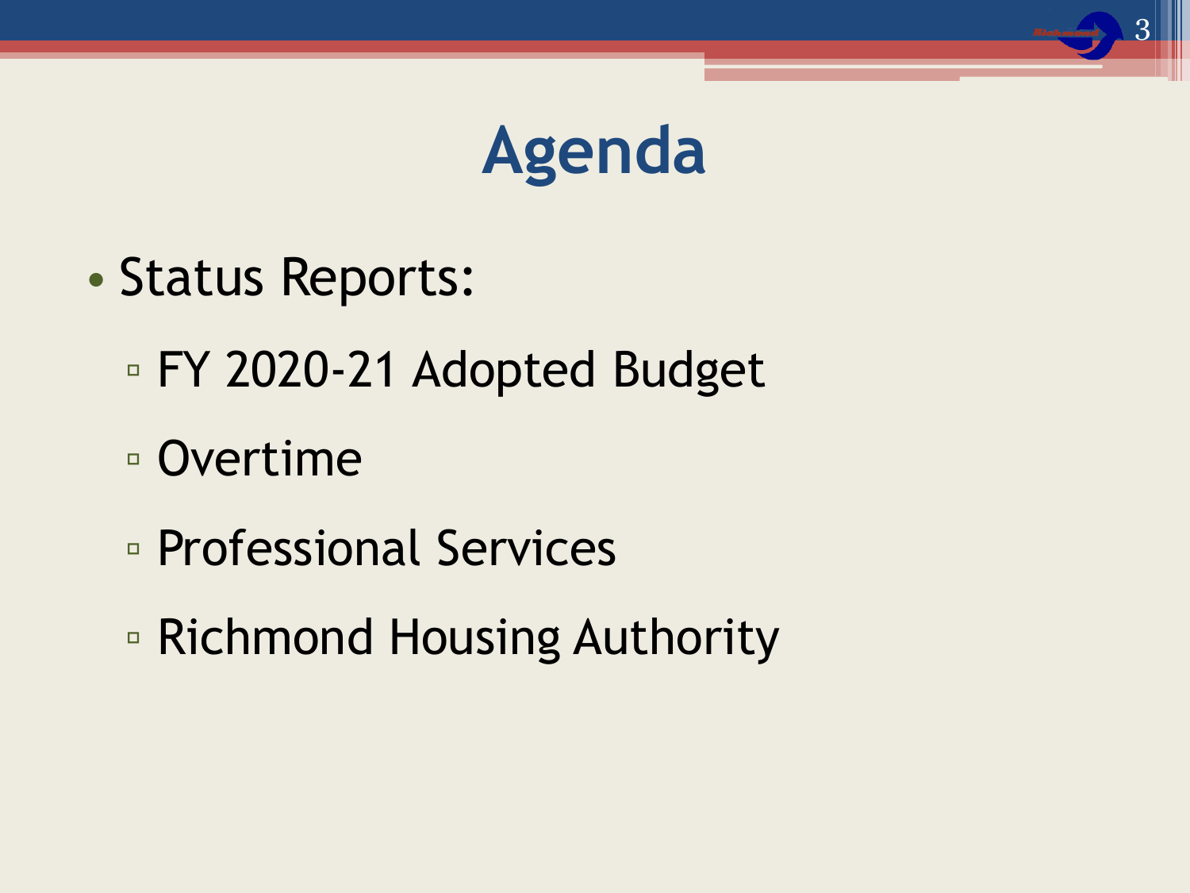# Agenda

- Status Reports:
  - FY 2020-21 Adopted Budget
  - Overtime
  - Professional Services
  - Richmond Housing Authority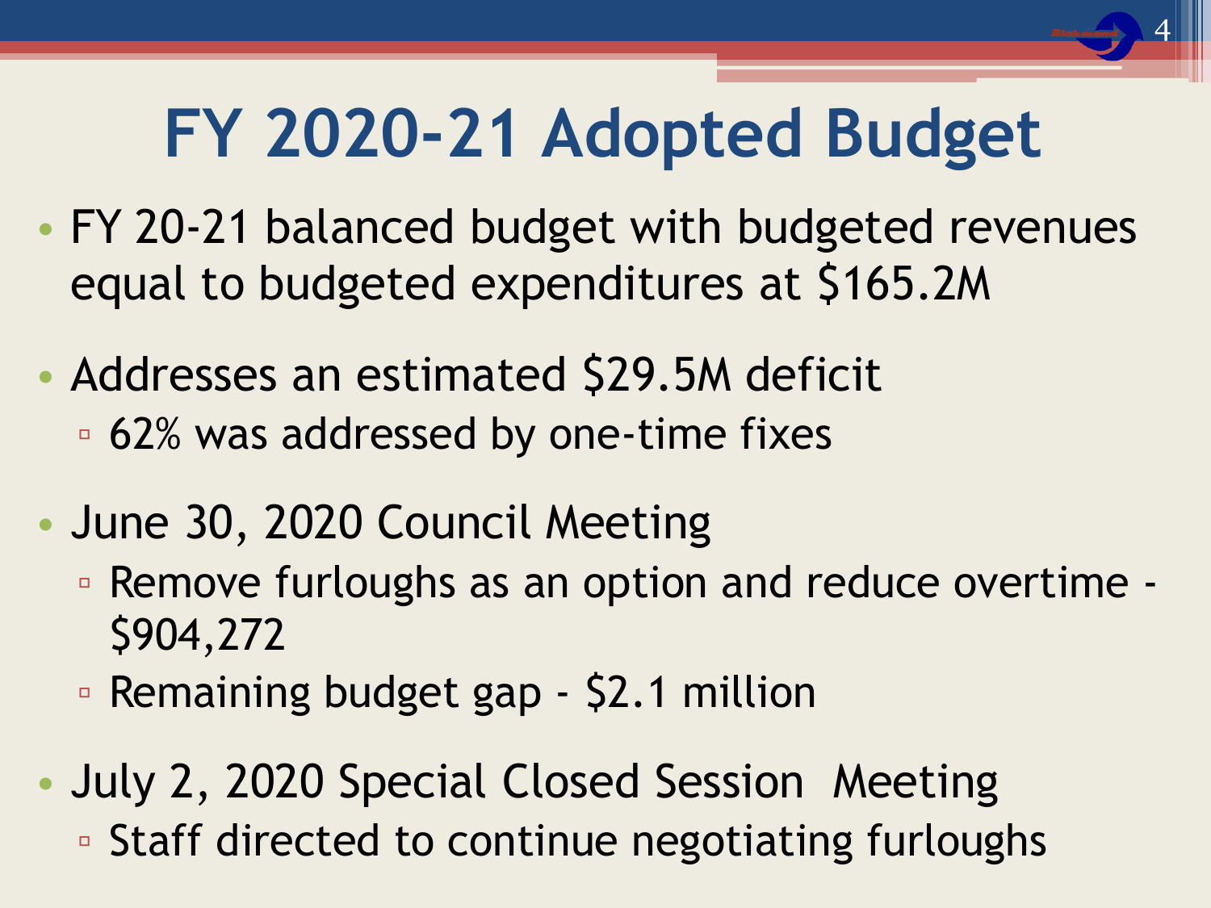# FY 2020-21 Adopted Budget

- FY 20-21 balanced budget with budgeted revenues equal to budgeted expenditures at $165.2M
- Addresses an estimated $29.5M deficit
  - 62% was addressed by one-time fixes
- June 30, 2020 Council Meeting
  - Remove furloughs as an option and reduce overtime - $904,272
  - Remaining budget gap - $2.1 million
- July 2, 2020 Special Closed Session Meeting
  - Staff directed to continue negotiating furloughs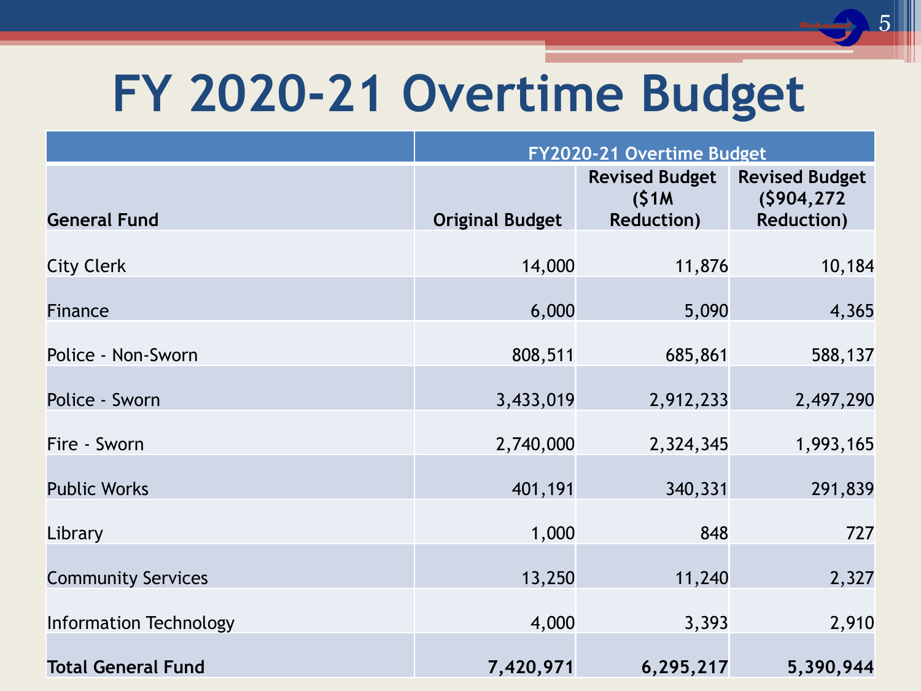# FY 2020-21 Overtime Budget

| | FY2020-21 Overtime Budget | | |
|---|---|---|---|
| **General Fund** | **Original Budget** | **Revised Budget ($1M Reduction)** | **Revised Budget ($904,272 Reduction)** |
| City Clerk | 14,000 | 11,876 | 10,184 |
| Finance | 6,000 | 5,090 | 4,365 |
| Police - Non-Sworn | 808,511 | 685,861 | 588,137 |
| Police - Sworn | 3,433,019 | 2,912,233 | 2,497,290 |
| Fire - Sworn | 2,740,000 | 2,324,345 | 1,993,165 |
| Public Works | 401,191 | 340,331 | 291,839 |
| Library | 1,000 | 848 | 727 |
| Community Services | 13,250 | 11,240 | 2,327 |
| Information Technology | 4,000 | 3,393 | 2,910 |
| **Total General Fund** | **7,420,971** | **6,295,217** | **5,390,944** |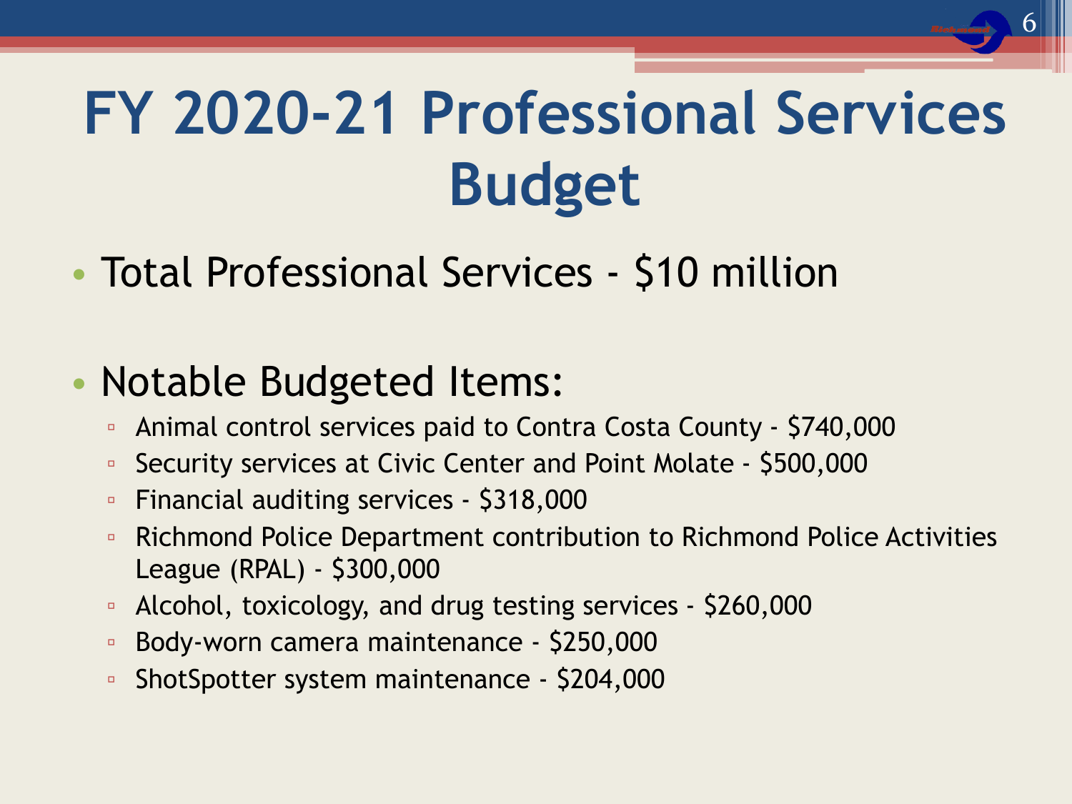# FY 2020-21 Professional Services Budget

- Total Professional Services - $10 million

- Notable Budgeted Items:
  - Animal control services paid to Contra Costa County - $740,000
  - Security services at Civic Center and Point Molate - $500,000
  - Financial auditing services - $318,000
  - Richmond Police Department contribution to Richmond Police Activities League (RPAL) - $300,000
  - Alcohol, toxicology, and drug testing services - $260,000
  - Body-worn camera maintenance - $250,000
  - ShotSpotter system maintenance - $204,000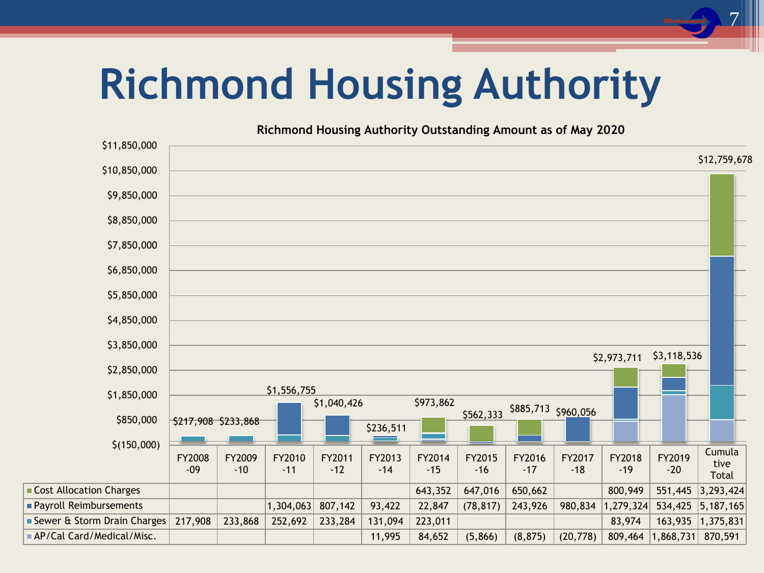# Richmond Housing Authority

**Richmond Housing Authority Outstanding Amount as of May 2020**

| | FY2008-09 | FY2009-10 | FY2010-11 | FY2011-12 | FY2013-14 | FY2014-15 | FY2015-16 | FY2016-17 | FY2017-18 | FY2018-19 | FY2019-20 | Cumulative Total |
|---|---|---|---|---|---|---|---|---|---|---|---|---|
| Total | $217,908 | $233,868 | $1,556,755 | $1,040,426 | $236,511 | $973,862 | $562,333 | $885,713 | $960,056 | $2,973,711 | $3,118,536 | $12,759,678 |
| Cost Allocation Charges | | | | | | 643,352 | 647,016 | 650,662 | | 800,949 | 551,445 | 3,293,424 |
| Payroll Reimbursements | | | 1,304,063 | 807,142 | 93,422 | 22,847 | (78,817) | 243,926 | 980,834 | 1,279,324 | 534,425 | 5,187,165 |
| Sewer & Storm Drain Charges | 217,908 | 233,868 | 252,692 | 233,284 | 131,094 | 223,011 | | | | 83,974 | 163,935 | 1,375,831 |
| AP/Cal Card/Medical/Misc. | | | | | 11,995 | 84,652 | (5,866) | (8,875) | (20,778) | 809,464 | 1,868,731 | 870,591 |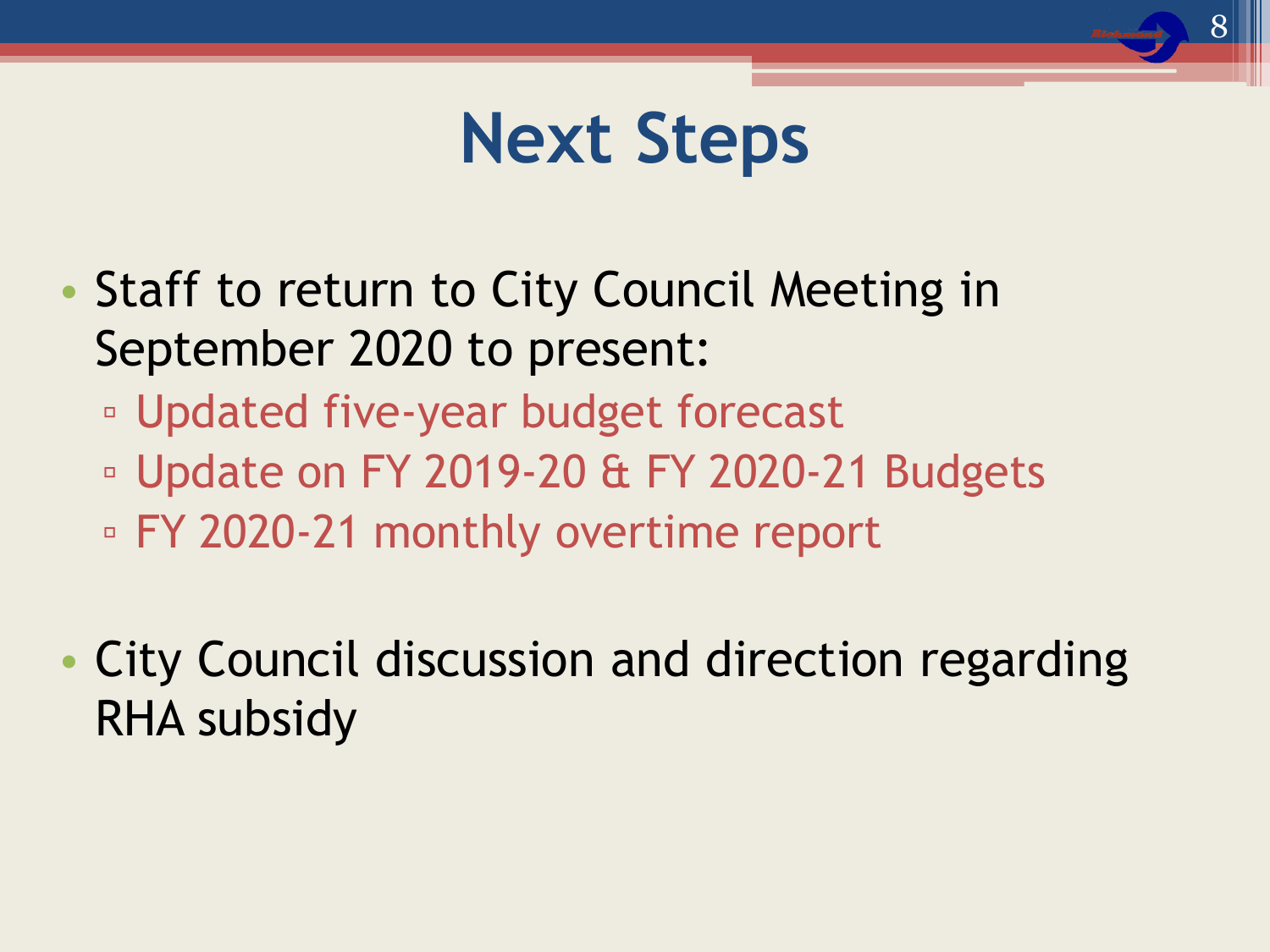# Next Steps

- Staff to return to City Council Meeting in September 2020 to present:
  - Updated five-year budget forecast
  - Update on FY 2019-20 & FY 2020-21 Budgets
  - FY 2020-21 monthly overtime report

- City Council discussion and direction regarding RHA subsidy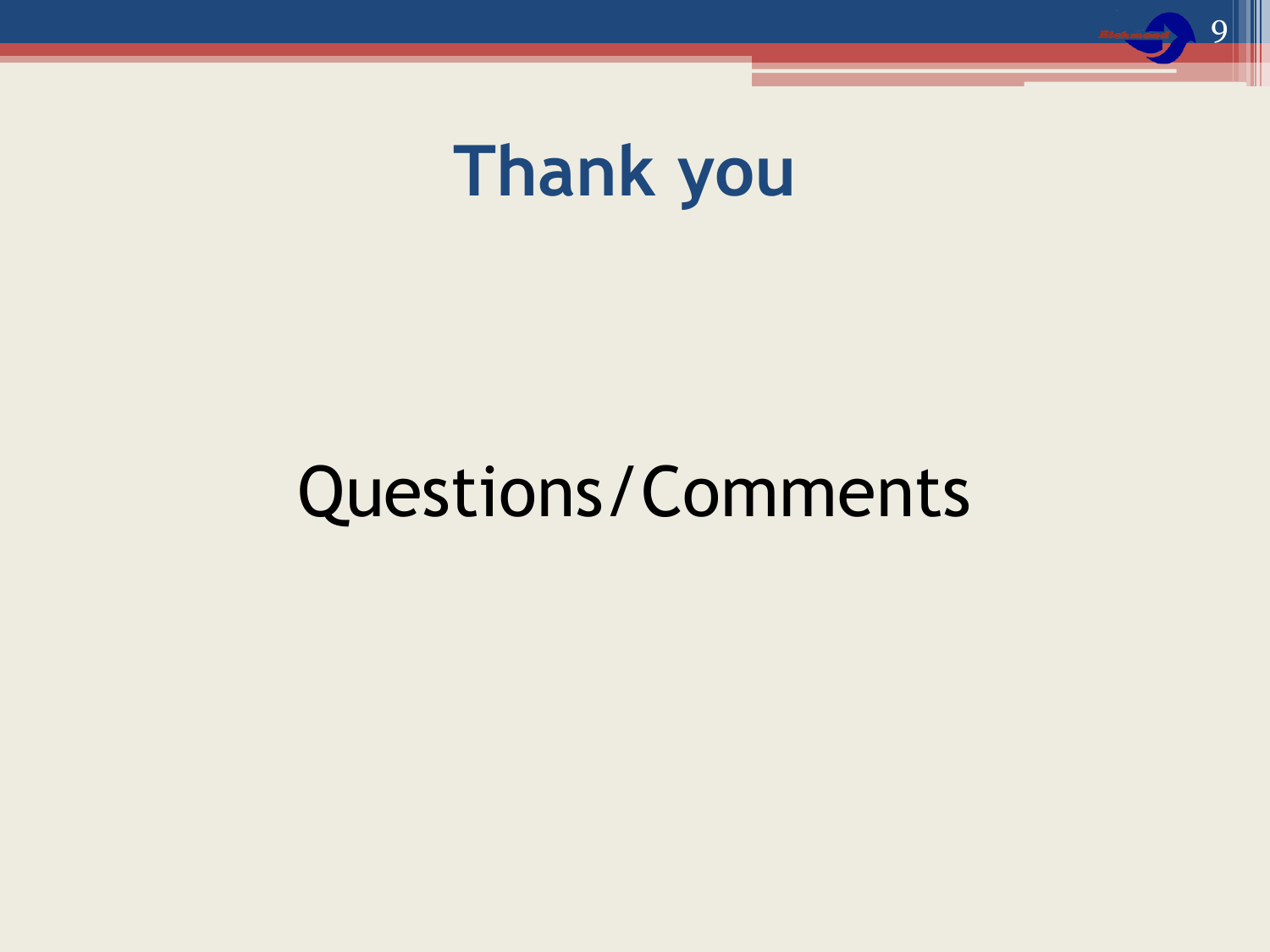# Thank you

Questions/Comments